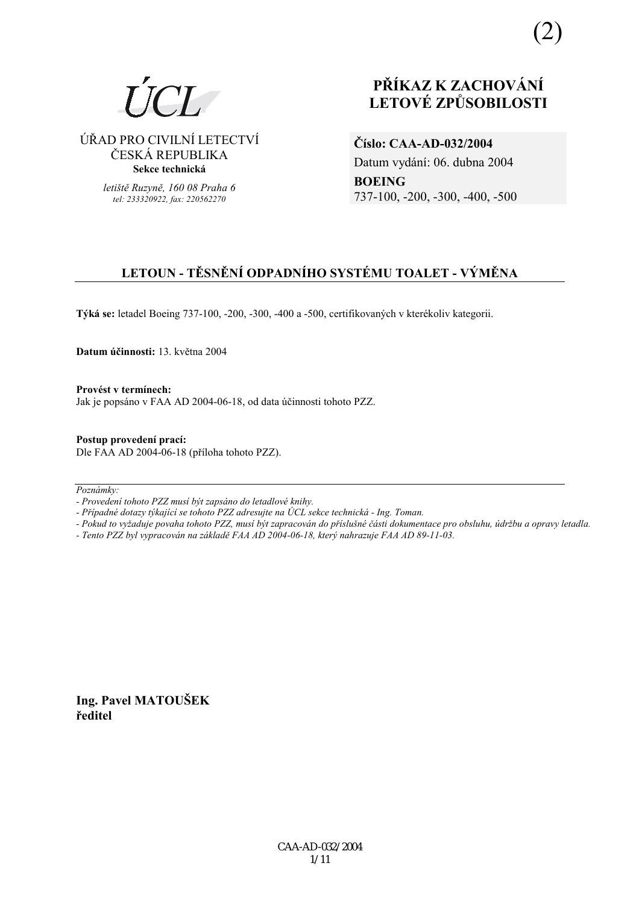(2)

ÚCL

ÚŘAD PRO CIVILNÍ LETECTVÍ
ČESKÁ REPUBLIKA
**Sekce technická**

*letiště Ruzyně, 160 08 Praha 6*
*tel: 233320922, fax: 220562270*

# PŘÍKAZ K ZACHOVÁNÍ LETOVÉ ZPŮSOBILOSTI

**Číslo: CAA-AD-032/2004**
Datum vydání: 06. dubna 2004
**BOEING**
737-100, -200, -300, -400, -500

## LETOUN - TĚSNĚNÍ ODPADNÍHO SYSTÉMU TOALET - VÝMĚNA

**Týká se:** letadel Boeing 737-100, -200, -300, -400 a -500, certifikovaných v kterékoliv kategorii.

**Datum účinnosti:** 13. května 2004

**Provést v termínech:**
Jak je popsáno v FAA AD 2004-06-18, od data účinnosti tohoto PZZ.

**Postup provedení prací:**
Dle FAA AD 2004-06-18 (příloha tohoto PZZ).

---

*Poznámky:*
*- Provedení tohoto PZZ musí být zapsáno do letadlové knihy.*
*- Případné dotazy týkající se tohoto PZZ adresujte na ÚCL sekce technická - Ing. Toman.*
*- Pokud to vyžaduje povaha tohoto PZZ, musí být zapracován do příslušné části dokumentace pro obsluhu, údržbu a opravy letadla.*
*- Tento PZZ byl vypracován na základě FAA AD 2004-06-18, který nahrazuje FAA AD 89-11-03.*

**Ing. Pavel MATOUŠEK**
**ředitel**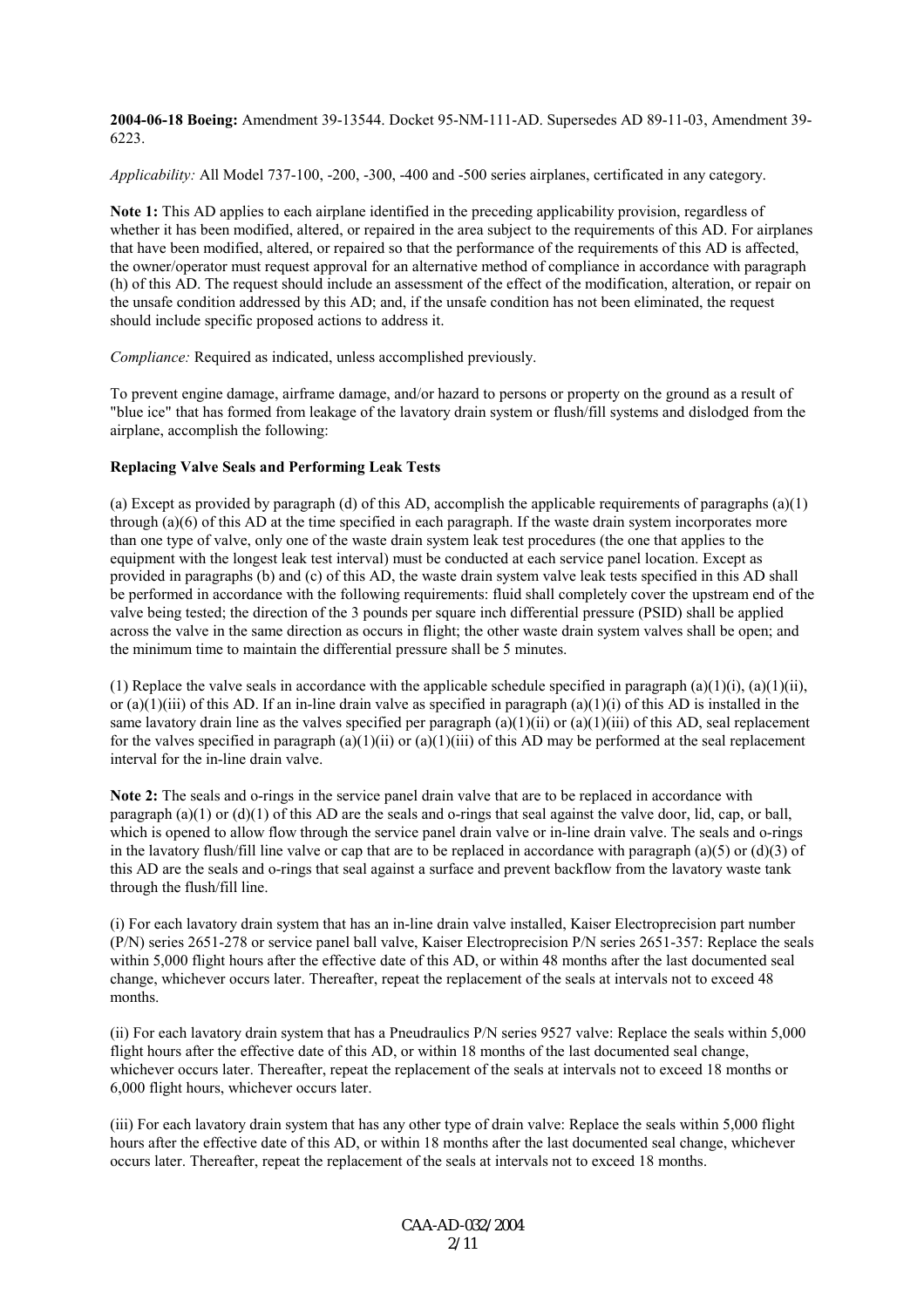**2004-06-18 Boeing:** Amendment 39-13544. Docket 95-NM-111-AD. Supersedes AD 89-11-03, Amendment 39-6223.

*Applicability:* All Model 737-100, -200, -300, -400 and -500 series airplanes, certificated in any category.

**Note 1:** This AD applies to each airplane identified in the preceding applicability provision, regardless of whether it has been modified, altered, or repaired in the area subject to the requirements of this AD. For airplanes that have been modified, altered, or repaired so that the performance of the requirements of this AD is affected, the owner/operator must request approval for an alternative method of compliance in accordance with paragraph (h) of this AD. The request should include an assessment of the effect of the modification, alteration, or repair on the unsafe condition addressed by this AD; and, if the unsafe condition has not been eliminated, the request should include specific proposed actions to address it.

*Compliance:* Required as indicated, unless accomplished previously.

To prevent engine damage, airframe damage, and/or hazard to persons or property on the ground as a result of "blue ice" that has formed from leakage of the lavatory drain system or flush/fill systems and dislodged from the airplane, accomplish the following:

**Replacing Valve Seals and Performing Leak Tests**

(a) Except as provided by paragraph (d) of this AD, accomplish the applicable requirements of paragraphs (a)(1) through (a)(6) of this AD at the time specified in each paragraph. If the waste drain system incorporates more than one type of valve, only one of the waste drain system leak test procedures (the one that applies to the equipment with the longest leak test interval) must be conducted at each service panel location. Except as provided in paragraphs (b) and (c) of this AD, the waste drain system valve leak tests specified in this AD shall be performed in accordance with the following requirements: fluid shall completely cover the upstream end of the valve being tested; the direction of the 3 pounds per square inch differential pressure (PSID) shall be applied across the valve in the same direction as occurs in flight; the other waste drain system valves shall be open; and the minimum time to maintain the differential pressure shall be 5 minutes.

(1) Replace the valve seals in accordance with the applicable schedule specified in paragraph (a)(1)(i), (a)(1)(ii), or (a)(1)(iii) of this AD. If an in-line drain valve as specified in paragraph (a)(1)(i) of this AD is installed in the same lavatory drain line as the valves specified per paragraph (a)(1)(ii) or (a)(1)(iii) of this AD, seal replacement for the valves specified in paragraph (a)(1)(ii) or (a)(1)(iii) of this AD may be performed at the seal replacement interval for the in-line drain valve.

**Note 2:** The seals and o-rings in the service panel drain valve that are to be replaced in accordance with paragraph (a)(1) or (d)(1) of this AD are the seals and o-rings that seal against the valve door, lid, cap, or ball, which is opened to allow flow through the service panel drain valve or in-line drain valve. The seals and o-rings in the lavatory flush/fill line valve or cap that are to be replaced in accordance with paragraph (a)(5) or (d)(3) of this AD are the seals and o-rings that seal against a surface and prevent backflow from the lavatory waste tank through the flush/fill line.

(i) For each lavatory drain system that has an in-line drain valve installed, Kaiser Electroprecision part number (P/N) series 2651-278 or service panel ball valve, Kaiser Electroprecision P/N series 2651-357: Replace the seals within 5,000 flight hours after the effective date of this AD, or within 48 months after the last documented seal change, whichever occurs later. Thereafter, repeat the replacement of the seals at intervals not to exceed 48 months.

(ii) For each lavatory drain system that has a Pneudraulics P/N series 9527 valve: Replace the seals within 5,000 flight hours after the effective date of this AD, or within 18 months of the last documented seal change, whichever occurs later. Thereafter, repeat the replacement of the seals at intervals not to exceed 18 months or 6,000 flight hours, whichever occurs later.

(iii) For each lavatory drain system that has any other type of drain valve: Replace the seals within 5,000 flight hours after the effective date of this AD, or within 18 months after the last documented seal change, whichever occurs later. Thereafter, repeat the replacement of the seals at intervals not to exceed 18 months.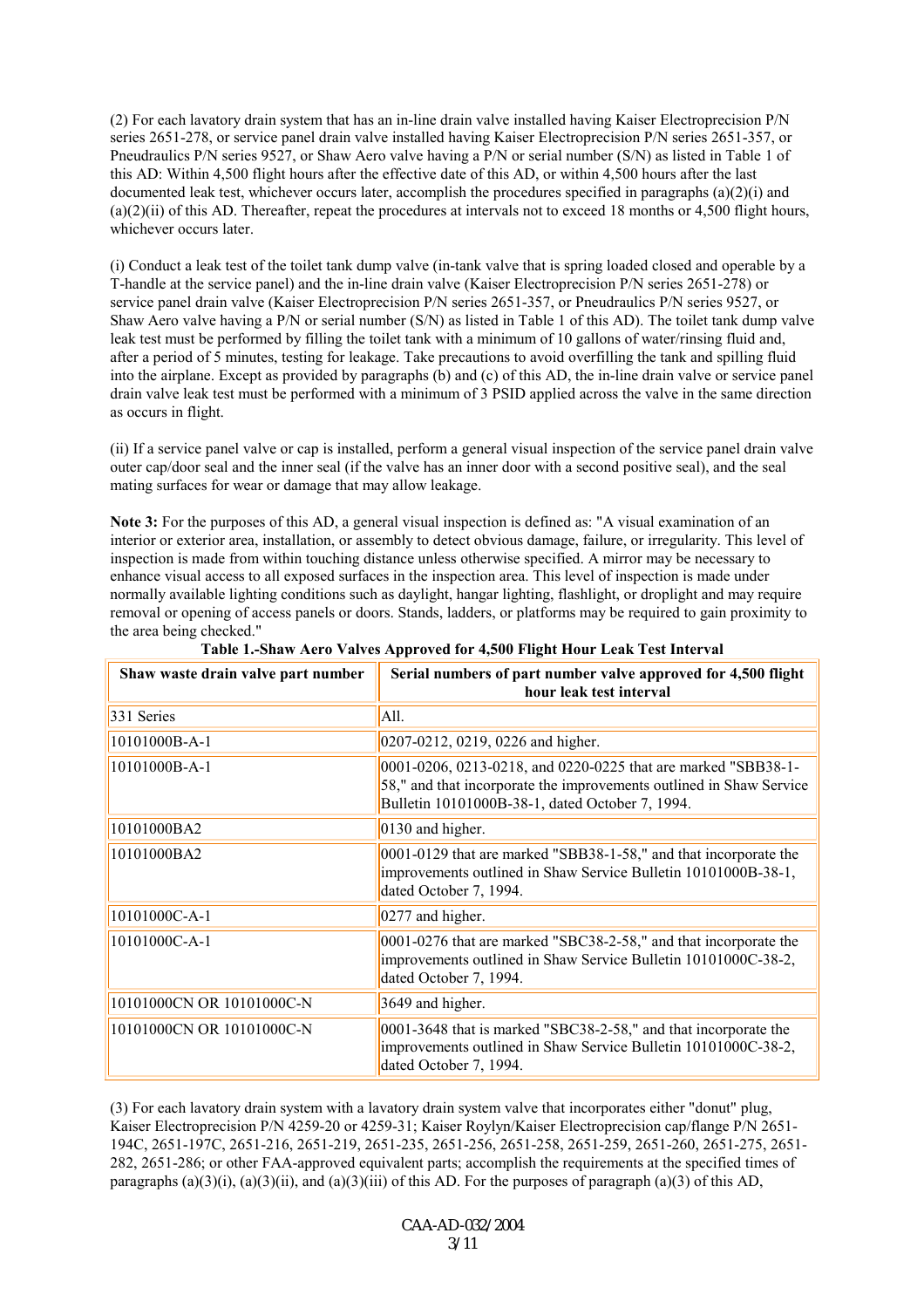(2) For each lavatory drain system that has an in-line drain valve installed having Kaiser Electroprecision P/N series 2651-278, or service panel drain valve installed having Kaiser Electroprecision P/N series 2651-357, or Pneudraulics P/N series 9527, or Shaw Aero valve having a P/N or serial number (S/N) as listed in Table 1 of this AD: Within 4,500 flight hours after the effective date of this AD, or within 4,500 hours after the last documented leak test, whichever occurs later, accomplish the procedures specified in paragraphs (a)(2)(i) and (a)(2)(ii) of this AD. Thereafter, repeat the procedures at intervals not to exceed 18 months or 4,500 flight hours, whichever occurs later.

(i) Conduct a leak test of the toilet tank dump valve (in-tank valve that is spring loaded closed and operable by a T-handle at the service panel) and the in-line drain valve (Kaiser Electroprecision P/N series 2651-278) or service panel drain valve (Kaiser Electroprecision P/N series 2651-357, or Pneudraulics P/N series 9527, or Shaw Aero valve having a P/N or serial number (S/N) as listed in Table 1 of this AD). The toilet tank dump valve leak test must be performed by filling the toilet tank with a minimum of 10 gallons of water/rinsing fluid and, after a period of 5 minutes, testing for leakage. Take precautions to avoid overfilling the tank and spilling fluid into the airplane. Except as provided by paragraphs (b) and (c) of this AD, the in-line drain valve or service panel drain valve leak test must be performed with a minimum of 3 PSID applied across the valve in the same direction as occurs in flight.

(ii) If a service panel valve or cap is installed, perform a general visual inspection of the service panel drain valve outer cap/door seal and the inner seal (if the valve has an inner door with a second positive seal), and the seal mating surfaces for wear or damage that may allow leakage.

**Note 3:** For the purposes of this AD, a general visual inspection is defined as: "A visual examination of an interior or exterior area, installation, or assembly to detect obvious damage, failure, or irregularity. This level of inspection is made from within touching distance unless otherwise specified. A mirror may be necessary to enhance visual access to all exposed surfaces in the inspection area. This level of inspection is made under normally available lighting conditions such as daylight, hangar lighting, flashlight, or droplight and may require removal or opening of access panels or doors. Stands, ladders, or platforms may be required to gain proximity to the area being checked."

**Table 1.-Shaw Aero Valves Approved for 4,500 Flight Hour Leak Test Interval**

| Shaw waste drain valve part number | Serial numbers of part number valve approved for 4,500 flight hour leak test interval |
|---|---|
| 331 Series | All. |
| 10101000B-A-1 | 0207-0212, 0219, 0226 and higher. |
| 10101000B-A-1 | 0001-0206, 0213-0218, and 0220-0225 that are marked "SBB38-1-58," and that incorporate the improvements outlined in Shaw Service Bulletin 10101000B-38-1, dated October 7, 1994. |
| 10101000BA2 | 0130 and higher. |
| 10101000BA2 | 0001-0129 that are marked "SBB38-1-58," and that incorporate the improvements outlined in Shaw Service Bulletin 10101000B-38-1, dated October 7, 1994. |
| 10101000C-A-1 | 0277 and higher. |
| 10101000C-A-1 | 0001-0276 that are marked "SBC38-2-58," and that incorporate the improvements outlined in Shaw Service Bulletin 10101000C-38-2, dated October 7, 1994. |
| 10101000CN OR 10101000C-N | 3649 and higher. |
| 10101000CN OR 10101000C-N | 0001-3648 that is marked "SBC38-2-58," and that incorporate the improvements outlined in Shaw Service Bulletin 10101000C-38-2, dated October 7, 1994. |

(3) For each lavatory drain system with a lavatory drain system valve that incorporates either "donut" plug, Kaiser Electroprecision P/N 4259-20 or 4259-31; Kaiser Roylyn/Kaiser Electroprecision cap/flange P/N 2651-194C, 2651-197C, 2651-216, 2651-219, 2651-235, 2651-256, 2651-258, 2651-259, 2651-260, 2651-275, 2651-282, 2651-286; or other FAA-approved equivalent parts; accomplish the requirements at the specified times of paragraphs (a)(3)(i), (a)(3)(ii), and (a)(3)(iii) of this AD. For the purposes of paragraph (a)(3) of this AD,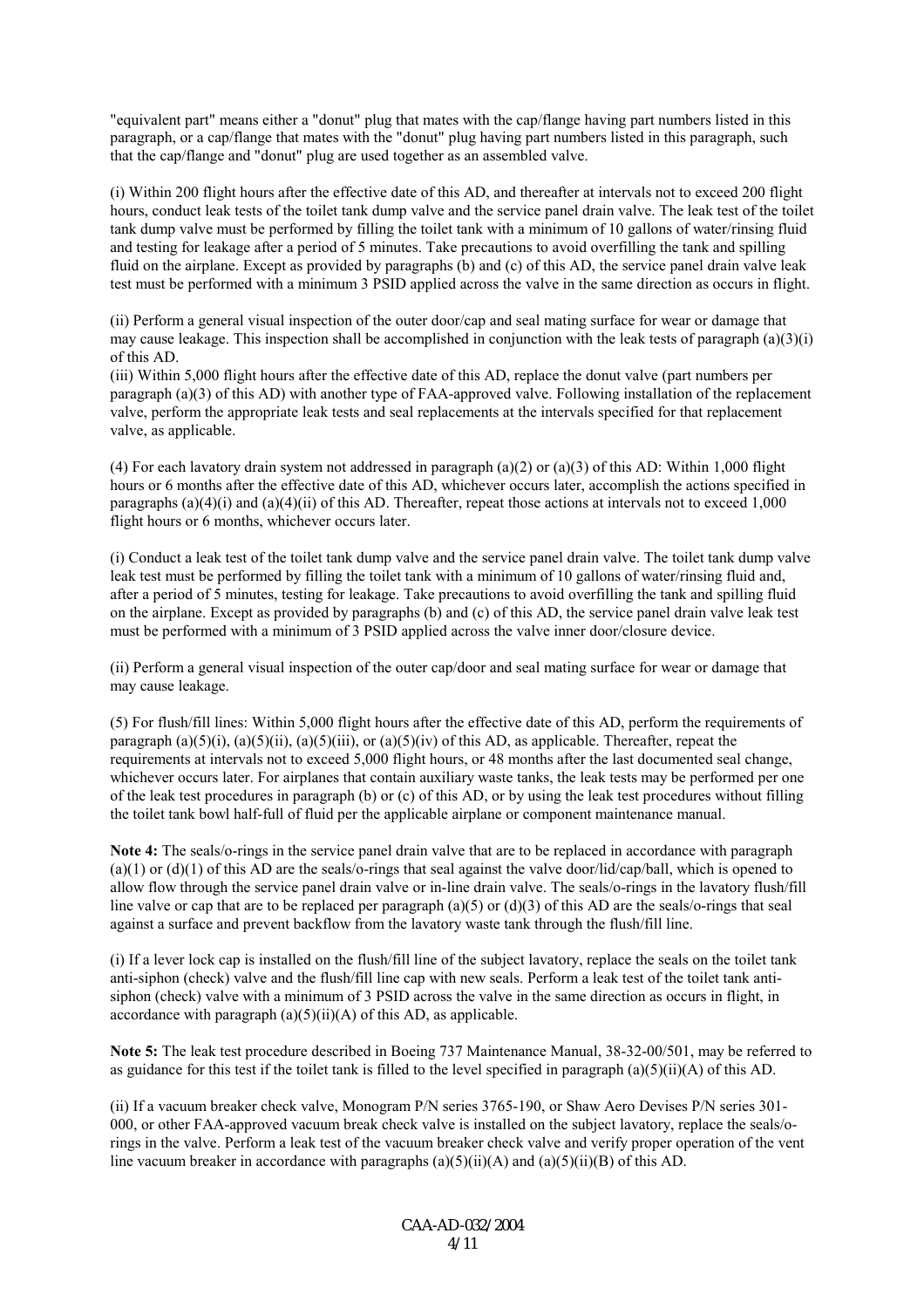"equivalent part" means either a "donut" plug that mates with the cap/flange having part numbers listed in this paragraph, or a cap/flange that mates with the "donut" plug having part numbers listed in this paragraph, such that the cap/flange and "donut" plug are used together as an assembled valve.

(i) Within 200 flight hours after the effective date of this AD, and thereafter at intervals not to exceed 200 flight hours, conduct leak tests of the toilet tank dump valve and the service panel drain valve. The leak test of the toilet tank dump valve must be performed by filling the toilet tank with a minimum of 10 gallons of water/rinsing fluid and testing for leakage after a period of 5 minutes. Take precautions to avoid overfilling the tank and spilling fluid on the airplane. Except as provided by paragraphs (b) and (c) of this AD, the service panel drain valve leak test must be performed with a minimum 3 PSID applied across the valve in the same direction as occurs in flight.

(ii) Perform a general visual inspection of the outer door/cap and seal mating surface for wear or damage that may cause leakage. This inspection shall be accomplished in conjunction with the leak tests of paragraph (a)(3)(i) of this AD.

(iii) Within 5,000 flight hours after the effective date of this AD, replace the donut valve (part numbers per paragraph (a)(3) of this AD) with another type of FAA-approved valve. Following installation of the replacement valve, perform the appropriate leak tests and seal replacements at the intervals specified for that replacement valve, as applicable.

(4) For each lavatory drain system not addressed in paragraph (a)(2) or (a)(3) of this AD: Within 1,000 flight hours or 6 months after the effective date of this AD, whichever occurs later, accomplish the actions specified in paragraphs (a)(4)(i) and (a)(4)(ii) of this AD. Thereafter, repeat those actions at intervals not to exceed 1,000 flight hours or 6 months, whichever occurs later.

(i) Conduct a leak test of the toilet tank dump valve and the service panel drain valve. The toilet tank dump valve leak test must be performed by filling the toilet tank with a minimum of 10 gallons of water/rinsing fluid and, after a period of 5 minutes, testing for leakage. Take precautions to avoid overfilling the tank and spilling fluid on the airplane. Except as provided by paragraphs (b) and (c) of this AD, the service panel drain valve leak test must be performed with a minimum of 3 PSID applied across the valve inner door/closure device.

(ii) Perform a general visual inspection of the outer cap/door and seal mating surface for wear or damage that may cause leakage.

(5) For flush/fill lines: Within 5,000 flight hours after the effective date of this AD, perform the requirements of paragraph (a)(5)(i), (a)(5)(ii), (a)(5)(iii), or (a)(5)(iv) of this AD, as applicable. Thereafter, repeat the requirements at intervals not to exceed 5,000 flight hours, or 48 months after the last documented seal change, whichever occurs later. For airplanes that contain auxiliary waste tanks, the leak tests may be performed per one of the leak test procedures in paragraph (b) or (c) of this AD, or by using the leak test procedures without filling the toilet tank bowl half-full of fluid per the applicable airplane or component maintenance manual.

**Note 4:** The seals/o-rings in the service panel drain valve that are to be replaced in accordance with paragraph (a)(1) or (d)(1) of this AD are the seals/o-rings that seal against the valve door/lid/cap/ball, which is opened to allow flow through the service panel drain valve or in-line drain valve. The seals/o-rings in the lavatory flush/fill line valve or cap that are to be replaced per paragraph (a)(5) or (d)(3) of this AD are the seals/o-rings that seal against a surface and prevent backflow from the lavatory waste tank through the flush/fill line.

(i) If a lever lock cap is installed on the flush/fill line of the subject lavatory, replace the seals on the toilet tank anti-siphon (check) valve and the flush/fill line cap with new seals. Perform a leak test of the toilet tank anti-siphon (check) valve with a minimum of 3 PSID across the valve in the same direction as occurs in flight, in accordance with paragraph (a)(5)(ii)(A) of this AD, as applicable.

**Note 5:** The leak test procedure described in Boeing 737 Maintenance Manual, 38-32-00/501, may be referred to as guidance for this test if the toilet tank is filled to the level specified in paragraph (a)(5)(ii)(A) of this AD.

(ii) If a vacuum breaker check valve, Monogram P/N series 3765-190, or Shaw Aero Devises P/N series 301-000, or other FAA-approved vacuum break check valve is installed on the subject lavatory, replace the seals/o-rings in the valve. Perform a leak test of the vacuum breaker check valve and verify proper operation of the vent line vacuum breaker in accordance with paragraphs (a)(5)(ii)(A) and (a)(5)(ii)(B) of this AD.

CAA-AD-032/2004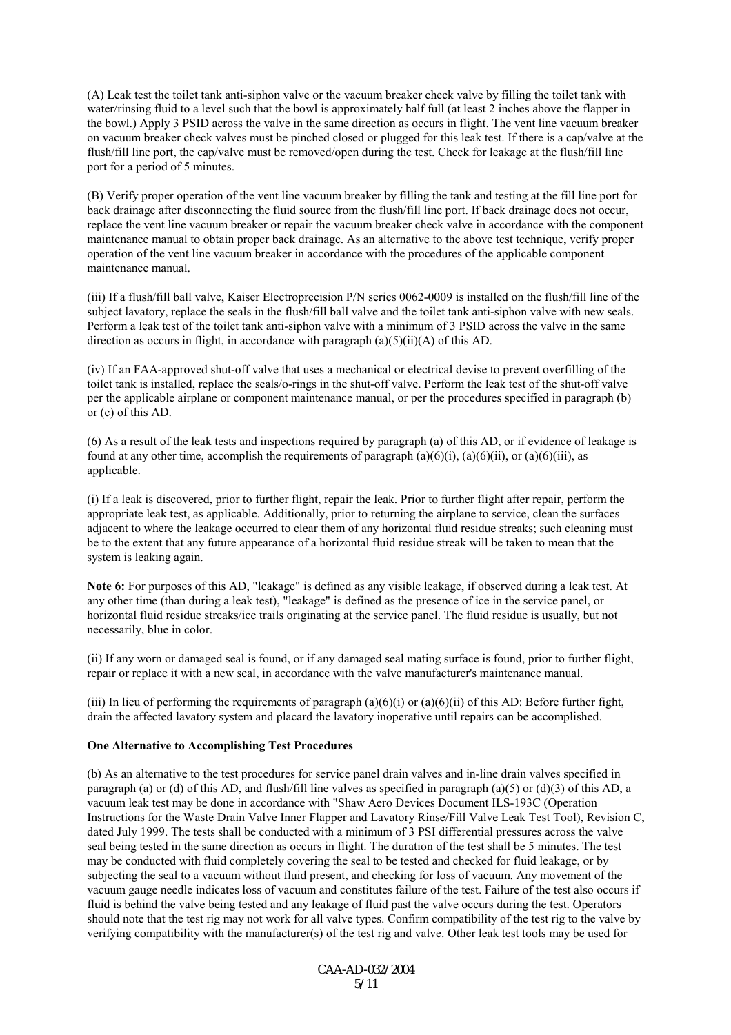(A) Leak test the toilet tank anti-siphon valve or the vacuum breaker check valve by filling the toilet tank with water/rinsing fluid to a level such that the bowl is approximately half full (at least 2 inches above the flapper in the bowl.) Apply 3 PSID across the valve in the same direction as occurs in flight. The vent line vacuum breaker on vacuum breaker check valves must be pinched closed or plugged for this leak test. If there is a cap/valve at the flush/fill line port, the cap/valve must be removed/open during the test. Check for leakage at the flush/fill line port for a period of 5 minutes.

(B) Verify proper operation of the vent line vacuum breaker by filling the tank and testing at the fill line port for back drainage after disconnecting the fluid source from the flush/fill line port. If back drainage does not occur, replace the vent line vacuum breaker or repair the vacuum breaker check valve in accordance with the component maintenance manual to obtain proper back drainage. As an alternative to the above test technique, verify proper operation of the vent line vacuum breaker in accordance with the procedures of the applicable component maintenance manual.

(iii) If a flush/fill ball valve, Kaiser Electroprecision P/N series 0062-0009 is installed on the flush/fill line of the subject lavatory, replace the seals in the flush/fill ball valve and the toilet tank anti-siphon valve with new seals. Perform a leak test of the toilet tank anti-siphon valve with a minimum of 3 PSID across the valve in the same direction as occurs in flight, in accordance with paragraph (a)(5)(ii)(A) of this AD.

(iv) If an FAA-approved shut-off valve that uses a mechanical or electrical devise to prevent overfilling of the toilet tank is installed, replace the seals/o-rings in the shut-off valve. Perform the leak test of the shut-off valve per the applicable airplane or component maintenance manual, or per the procedures specified in paragraph (b) or (c) of this AD.

(6) As a result of the leak tests and inspections required by paragraph (a) of this AD, or if evidence of leakage is found at any other time, accomplish the requirements of paragraph (a)(6)(i), (a)(6)(ii), or (a)(6)(iii), as applicable.

(i) If a leak is discovered, prior to further flight, repair the leak. Prior to further flight after repair, perform the appropriate leak test, as applicable. Additionally, prior to returning the airplane to service, clean the surfaces adjacent to where the leakage occurred to clear them of any horizontal fluid residue streaks; such cleaning must be to the extent that any future appearance of a horizontal fluid residue streak will be taken to mean that the system is leaking again.

**Note 6:** For purposes of this AD, "leakage" is defined as any visible leakage, if observed during a leak test. At any other time (than during a leak test), "leakage" is defined as the presence of ice in the service panel, or horizontal fluid residue streaks/ice trails originating at the service panel. The fluid residue is usually, but not necessarily, blue in color.

(ii) If any worn or damaged seal is found, or if any damaged seal mating surface is found, prior to further flight, repair or replace it with a new seal, in accordance with the valve manufacturer's maintenance manual.

(iii) In lieu of performing the requirements of paragraph (a)(6)(i) or (a)(6)(ii) of this AD: Before further fight, drain the affected lavatory system and placard the lavatory inoperative until repairs can be accomplished.

**One Alternative to Accomplishing Test Procedures**

(b) As an alternative to the test procedures for service panel drain valves and in-line drain valves specified in paragraph (a) or (d) of this AD, and flush/fill line valves as specified in paragraph (a)(5) or (d)(3) of this AD, a vacuum leak test may be done in accordance with "Shaw Aero Devices Document ILS-193C (Operation Instructions for the Waste Drain Valve Inner Flapper and Lavatory Rinse/Fill Valve Leak Test Tool), Revision C, dated July 1999. The tests shall be conducted with a minimum of 3 PSI differential pressures across the valve seal being tested in the same direction as occurs in flight. The duration of the test shall be 5 minutes. The test may be conducted with fluid completely covering the seal to be tested and checked for fluid leakage, or by subjecting the seal to a vacuum without fluid present, and checking for loss of vacuum. Any movement of the vacuum gauge needle indicates loss of vacuum and constitutes failure of the test. Failure of the test also occurs if fluid is behind the valve being tested and any leakage of fluid past the valve occurs during the test. Operators should note that the test rig may not work for all valve types. Confirm compatibility of the test rig to the valve by verifying compatibility with the manufacturer(s) of the test rig and valve. Other leak test tools may be used for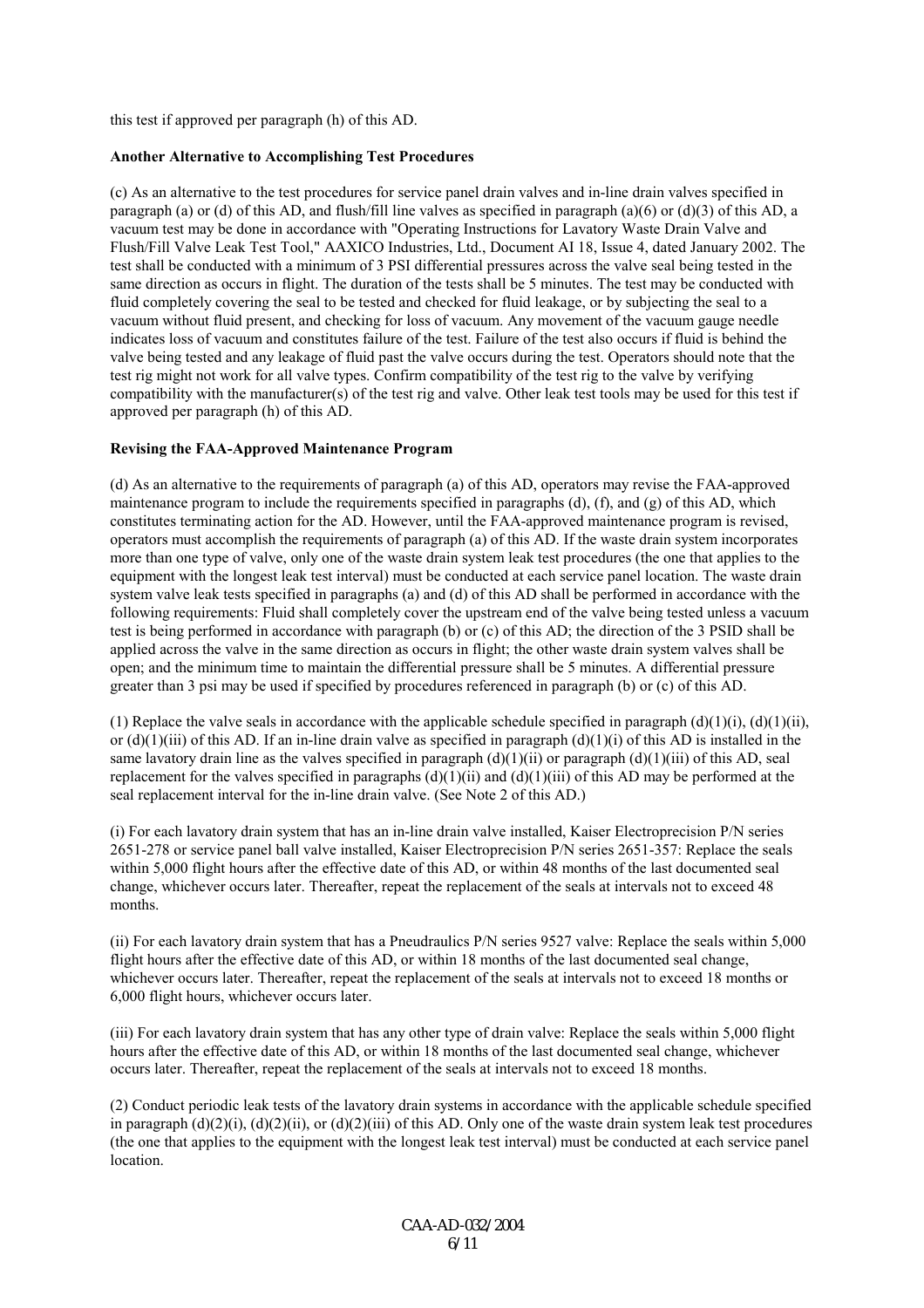this test if approved per paragraph (h) of this AD.

**Another Alternative to Accomplishing Test Procedures**

(c) As an alternative to the test procedures for service panel drain valves and in-line drain valves specified in paragraph (a) or (d) of this AD, and flush/fill line valves as specified in paragraph (a)(6) or (d)(3) of this AD, a vacuum test may be done in accordance with "Operating Instructions for Lavatory Waste Drain Valve and Flush/Fill Valve Leak Test Tool," AAXICO Industries, Ltd., Document AI 18, Issue 4, dated January 2002. The test shall be conducted with a minimum of 3 PSI differential pressures across the valve seal being tested in the same direction as occurs in flight. The duration of the tests shall be 5 minutes. The test may be conducted with fluid completely covering the seal to be tested and checked for fluid leakage, or by subjecting the seal to a vacuum without fluid present, and checking for loss of vacuum. Any movement of the vacuum gauge needle indicates loss of vacuum and constitutes failure of the test. Failure of the test also occurs if fluid is behind the valve being tested and any leakage of fluid past the valve occurs during the test. Operators should note that the test rig might not work for all valve types. Confirm compatibility of the test rig to the valve by verifying compatibility with the manufacturer(s) of the test rig and valve. Other leak test tools may be used for this test if approved per paragraph (h) of this AD.

**Revising the FAA-Approved Maintenance Program**

(d) As an alternative to the requirements of paragraph (a) of this AD, operators may revise the FAA-approved maintenance program to include the requirements specified in paragraphs (d), (f), and (g) of this AD, which constitutes terminating action for the AD. However, until the FAA-approved maintenance program is revised, operators must accomplish the requirements of paragraph (a) of this AD. If the waste drain system incorporates more than one type of valve, only one of the waste drain system leak test procedures (the one that applies to the equipment with the longest leak test interval) must be conducted at each service panel location. The waste drain system valve leak tests specified in paragraphs (a) and (d) of this AD shall be performed in accordance with the following requirements: Fluid shall completely cover the upstream end of the valve being tested unless a vacuum test is being performed in accordance with paragraph (b) or (c) of this AD; the direction of the 3 PSID shall be applied across the valve in the same direction as occurs in flight; the other waste drain system valves shall be open; and the minimum time to maintain the differential pressure shall be 5 minutes. A differential pressure greater than 3 psi may be used if specified by procedures referenced in paragraph (b) or (c) of this AD.

(1) Replace the valve seals in accordance with the applicable schedule specified in paragraph (d)(1)(i), (d)(1)(ii), or (d)(1)(iii) of this AD. If an in-line drain valve as specified in paragraph (d)(1)(i) of this AD is installed in the same lavatory drain line as the valves specified in paragraph (d)(1)(ii) or paragraph (d)(1)(iii) of this AD, seal replacement for the valves specified in paragraphs (d)(1)(ii) and (d)(1)(iii) of this AD may be performed at the seal replacement interval for the in-line drain valve. (See Note 2 of this AD.)

(i) For each lavatory drain system that has an in-line drain valve installed, Kaiser Electroprecision P/N series 2651-278 or service panel ball valve installed, Kaiser Electroprecision P/N series 2651-357: Replace the seals within 5,000 flight hours after the effective date of this AD, or within 48 months of the last documented seal change, whichever occurs later. Thereafter, repeat the replacement of the seals at intervals not to exceed 48 months.

(ii) For each lavatory drain system that has a Pneudraulics P/N series 9527 valve: Replace the seals within 5,000 flight hours after the effective date of this AD, or within 18 months of the last documented seal change, whichever occurs later. Thereafter, repeat the replacement of the seals at intervals not to exceed 18 months or 6,000 flight hours, whichever occurs later.

(iii) For each lavatory drain system that has any other type of drain valve: Replace the seals within 5,000 flight hours after the effective date of this AD, or within 18 months of the last documented seal change, whichever occurs later. Thereafter, repeat the replacement of the seals at intervals not to exceed 18 months.

(2) Conduct periodic leak tests of the lavatory drain systems in accordance with the applicable schedule specified in paragraph (d)(2)(i), (d)(2)(ii), or (d)(2)(iii) of this AD. Only one of the waste drain system leak test procedures (the one that applies to the equipment with the longest leak test interval) must be conducted at each service panel location.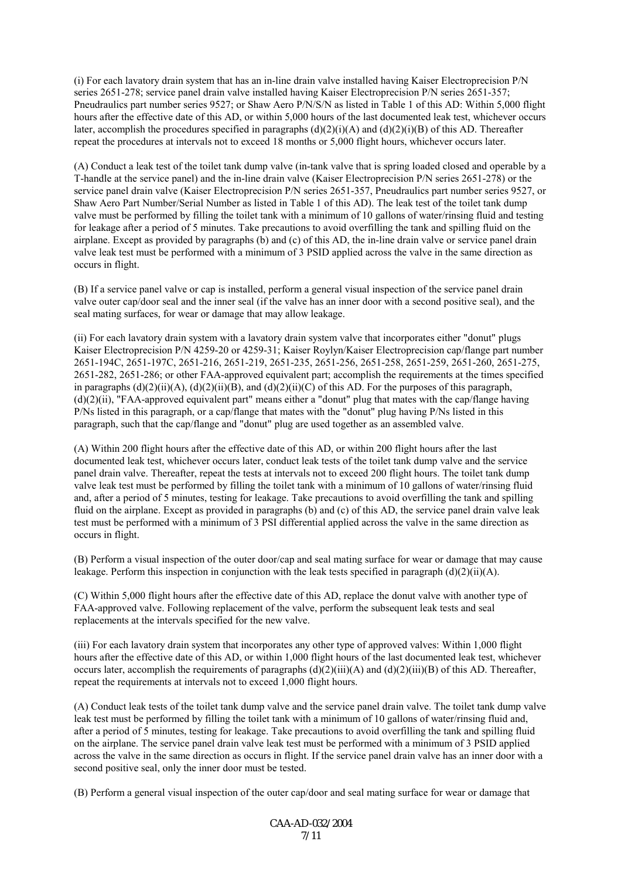(i) For each lavatory drain system that has an in-line drain valve installed having Kaiser Electroprecision P/N series 2651-278; service panel drain valve installed having Kaiser Electroprecision P/N series 2651-357; Pneudraulics part number series 9527; or Shaw Aero P/N/S/N as listed in Table 1 of this AD: Within 5,000 flight hours after the effective date of this AD, or within 5,000 hours of the last documented leak test, whichever occurs later, accomplish the procedures specified in paragraphs (d)(2)(i)(A) and (d)(2)(i)(B) of this AD. Thereafter repeat the procedures at intervals not to exceed 18 months or 5,000 flight hours, whichever occurs later.

(A) Conduct a leak test of the toilet tank dump valve (in-tank valve that is spring loaded closed and operable by a T-handle at the service panel) and the in-line drain valve (Kaiser Electroprecision P/N series 2651-278) or the service panel drain valve (Kaiser Electroprecision P/N series 2651-357, Pneudraulics part number series 9527, or Shaw Aero Part Number/Serial Number as listed in Table 1 of this AD). The leak test of the toilet tank dump valve must be performed by filling the toilet tank with a minimum of 10 gallons of water/rinsing fluid and testing for leakage after a period of 5 minutes. Take precautions to avoid overfilling the tank and spilling fluid on the airplane. Except as provided by paragraphs (b) and (c) of this AD, the in-line drain valve or service panel drain valve leak test must be performed with a minimum of 3 PSID applied across the valve in the same direction as occurs in flight.

(B) If a service panel valve or cap is installed, perform a general visual inspection of the service panel drain valve outer cap/door seal and the inner seal (if the valve has an inner door with a second positive seal), and the seal mating surfaces, for wear or damage that may allow leakage.

(ii) For each lavatory drain system with a lavatory drain system valve that incorporates either "donut" plugs Kaiser Electroprecision P/N 4259-20 or 4259-31; Kaiser Roylyn/Kaiser Electroprecision cap/flange part number 2651-194C, 2651-197C, 2651-216, 2651-219, 2651-235, 2651-256, 2651-258, 2651-259, 2651-260, 2651-275, 2651-282, 2651-286; or other FAA-approved equivalent part; accomplish the requirements at the times specified in paragraphs (d)(2)(ii)(A), (d)(2)(ii)(B), and (d)(2)(ii)(C) of this AD. For the purposes of this paragraph, (d)(2)(ii), "FAA-approved equivalent part" means either a "donut" plug that mates with the cap/flange having P/Ns listed in this paragraph, or a cap/flange that mates with the "donut" plug having P/Ns listed in this paragraph, such that the cap/flange and "donut" plug are used together as an assembled valve.

(A) Within 200 flight hours after the effective date of this AD, or within 200 flight hours after the last documented leak test, whichever occurs later, conduct leak tests of the toilet tank dump valve and the service panel drain valve. Thereafter, repeat the tests at intervals not to exceed 200 flight hours. The toilet tank dump valve leak test must be performed by filling the toilet tank with a minimum of 10 gallons of water/rinsing fluid and, after a period of 5 minutes, testing for leakage. Take precautions to avoid overfilling the tank and spilling fluid on the airplane. Except as provided in paragraphs (b) and (c) of this AD, the service panel drain valve leak test must be performed with a minimum of 3 PSI differential applied across the valve in the same direction as occurs in flight.

(B) Perform a visual inspection of the outer door/cap and seal mating surface for wear or damage that may cause leakage. Perform this inspection in conjunction with the leak tests specified in paragraph (d)(2)(ii)(A).

(C) Within 5,000 flight hours after the effective date of this AD, replace the donut valve with another type of FAA-approved valve. Following replacement of the valve, perform the subsequent leak tests and seal replacements at the intervals specified for the new valve.

(iii) For each lavatory drain system that incorporates any other type of approved valves: Within 1,000 flight hours after the effective date of this AD, or within 1,000 flight hours of the last documented leak test, whichever occurs later, accomplish the requirements of paragraphs (d)(2)(iii)(A) and (d)(2)(iii)(B) of this AD. Thereafter, repeat the requirements at intervals not to exceed 1,000 flight hours.

(A) Conduct leak tests of the toilet tank dump valve and the service panel drain valve. The toilet tank dump valve leak test must be performed by filling the toilet tank with a minimum of 10 gallons of water/rinsing fluid and, after a period of 5 minutes, testing for leakage. Take precautions to avoid overfilling the tank and spilling fluid on the airplane. The service panel drain valve leak test must be performed with a minimum of 3 PSID applied across the valve in the same direction as occurs in flight. If the service panel drain valve has an inner door with a second positive seal, only the inner door must be tested.

(B) Perform a general visual inspection of the outer cap/door and seal mating surface for wear or damage that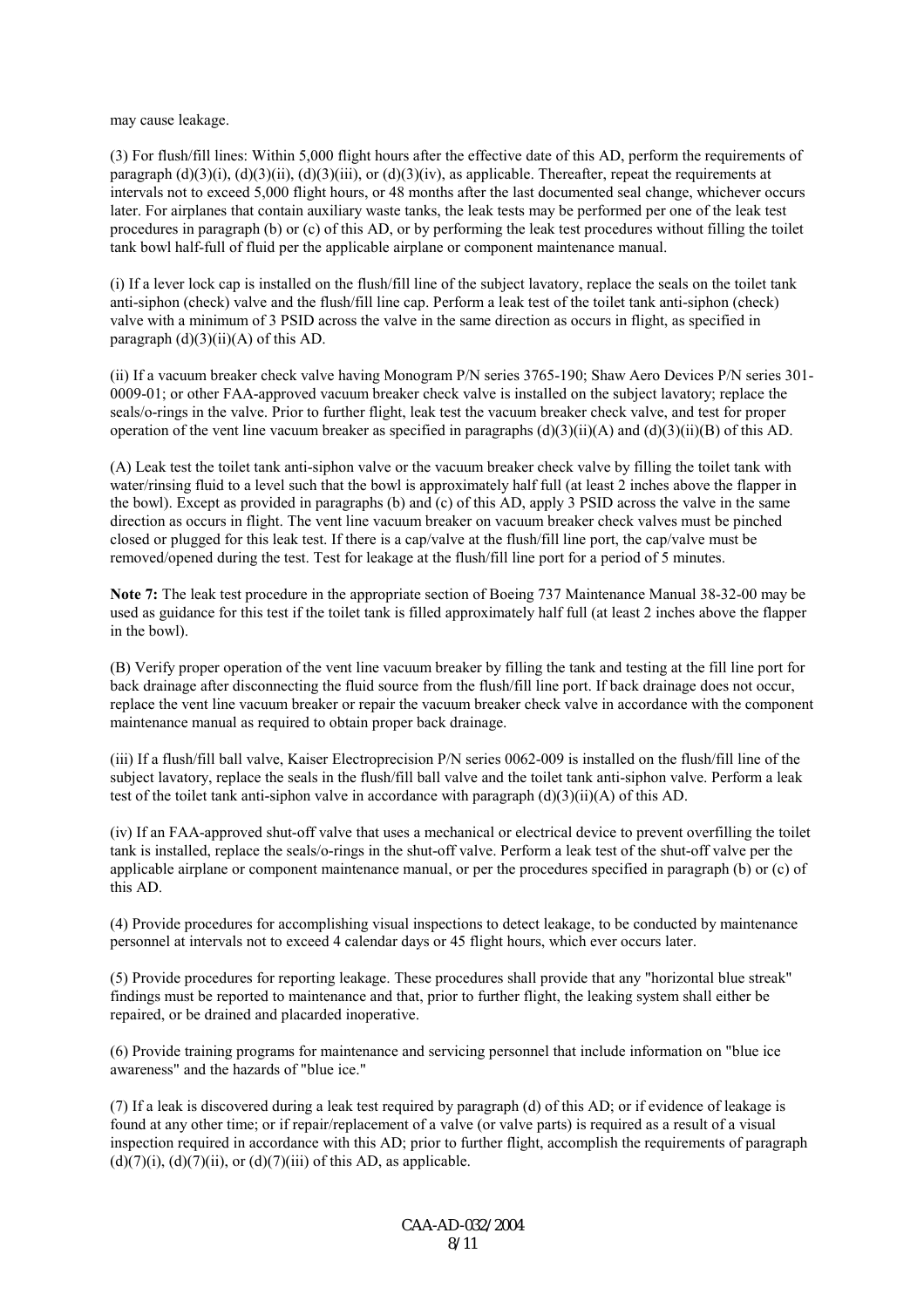may cause leakage.

(3) For flush/fill lines: Within 5,000 flight hours after the effective date of this AD, perform the requirements of paragraph (d)(3)(i), (d)(3)(ii), (d)(3)(iii), or (d)(3)(iv), as applicable. Thereafter, repeat the requirements at intervals not to exceed 5,000 flight hours, or 48 months after the last documented seal change, whichever occurs later. For airplanes that contain auxiliary waste tanks, the leak tests may be performed per one of the leak test procedures in paragraph (b) or (c) of this AD, or by performing the leak test procedures without filling the toilet tank bowl half-full of fluid per the applicable airplane or component maintenance manual.

(i) If a lever lock cap is installed on the flush/fill line of the subject lavatory, replace the seals on the toilet tank anti-siphon (check) valve and the flush/fill line cap. Perform a leak test of the toilet tank anti-siphon (check) valve with a minimum of 3 PSID across the valve in the same direction as occurs in flight, as specified in paragraph (d)(3)(ii)(A) of this AD.

(ii) If a vacuum breaker check valve having Monogram P/N series 3765-190; Shaw Aero Devices P/N series 301-0009-01; or other FAA-approved vacuum breaker check valve is installed on the subject lavatory; replace the seals/o-rings in the valve. Prior to further flight, leak test the vacuum breaker check valve, and test for proper operation of the vent line vacuum breaker as specified in paragraphs (d)(3)(ii)(A) and (d)(3)(ii)(B) of this AD.

(A) Leak test the toilet tank anti-siphon valve or the vacuum breaker check valve by filling the toilet tank with water/rinsing fluid to a level such that the bowl is approximately half full (at least 2 inches above the flapper in the bowl). Except as provided in paragraphs (b) and (c) of this AD, apply 3 PSID across the valve in the same direction as occurs in flight. The vent line vacuum breaker on vacuum breaker check valves must be pinched closed or plugged for this leak test. If there is a cap/valve at the flush/fill line port, the cap/valve must be removed/opened during the test. Test for leakage at the flush/fill line port for a period of 5 minutes.

**Note 7:** The leak test procedure in the appropriate section of Boeing 737 Maintenance Manual 38-32-00 may be used as guidance for this test if the toilet tank is filled approximately half full (at least 2 inches above the flapper in the bowl).

(B) Verify proper operation of the vent line vacuum breaker by filling the tank and testing at the fill line port for back drainage after disconnecting the fluid source from the flush/fill line port. If back drainage does not occur, replace the vent line vacuum breaker or repair the vacuum breaker check valve in accordance with the component maintenance manual as required to obtain proper back drainage.

(iii) If a flush/fill ball valve, Kaiser Electroprecision P/N series 0062-009 is installed on the flush/fill line of the subject lavatory, replace the seals in the flush/fill ball valve and the toilet tank anti-siphon valve. Perform a leak test of the toilet tank anti-siphon valve in accordance with paragraph (d)(3)(ii)(A) of this AD.

(iv) If an FAA-approved shut-off valve that uses a mechanical or electrical device to prevent overfilling the toilet tank is installed, replace the seals/o-rings in the shut-off valve. Perform a leak test of the shut-off valve per the applicable airplane or component maintenance manual, or per the procedures specified in paragraph (b) or (c) of this AD.

(4) Provide procedures for accomplishing visual inspections to detect leakage, to be conducted by maintenance personnel at intervals not to exceed 4 calendar days or 45 flight hours, which ever occurs later.

(5) Provide procedures for reporting leakage. These procedures shall provide that any "horizontal blue streak" findings must be reported to maintenance and that, prior to further flight, the leaking system shall either be repaired, or be drained and placarded inoperative.

(6) Provide training programs for maintenance and servicing personnel that include information on "blue ice awareness" and the hazards of "blue ice."

(7) If a leak is discovered during a leak test required by paragraph (d) of this AD; or if evidence of leakage is found at any other time; or if repair/replacement of a valve (or valve parts) is required as a result of a visual inspection required in accordance with this AD; prior to further flight, accomplish the requirements of paragraph (d)(7)(i), (d)(7)(ii), or (d)(7)(iii) of this AD, as applicable.

CAA-AD-032/2004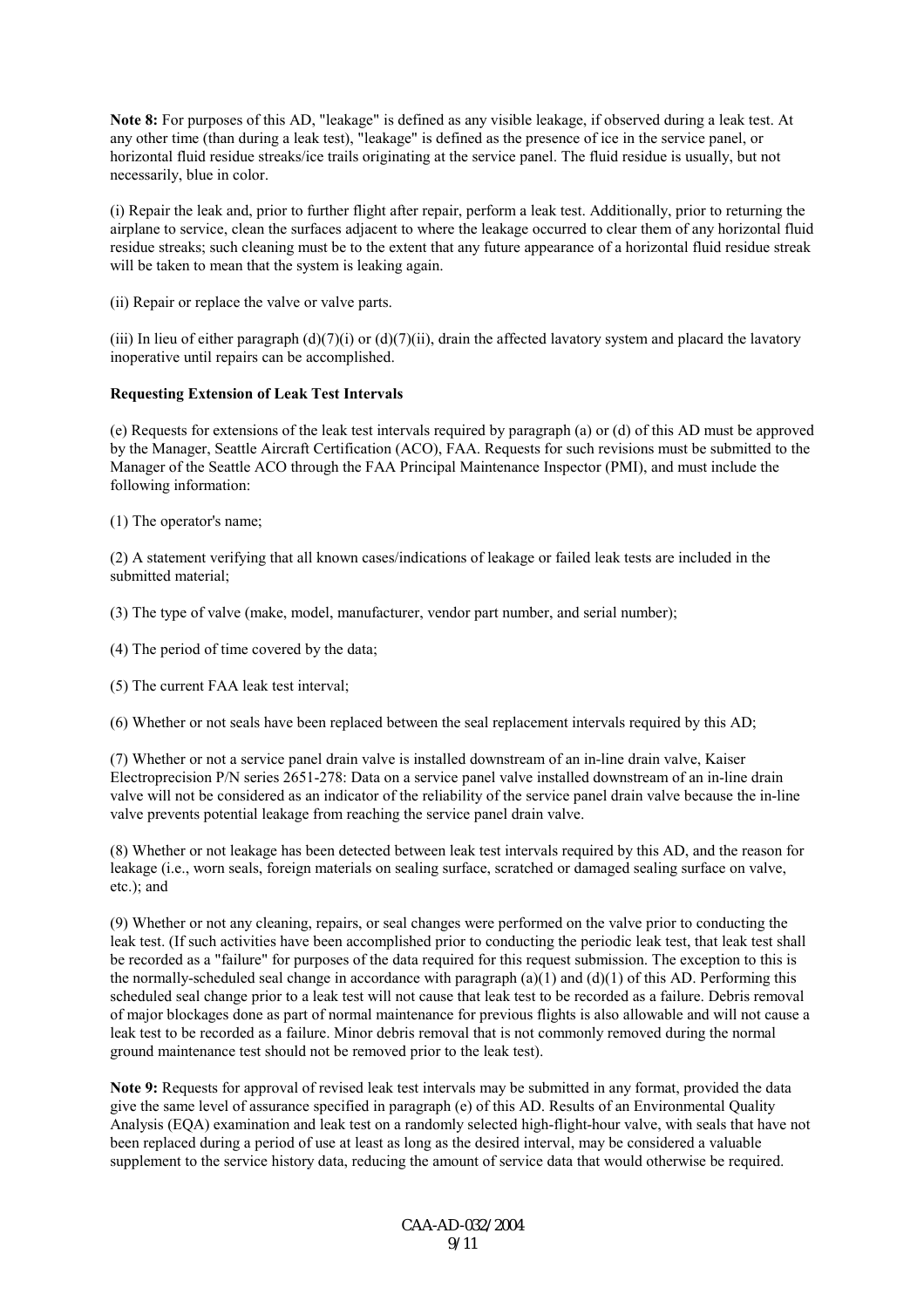**Note 8:** For purposes of this AD, "leakage" is defined as any visible leakage, if observed during a leak test. At any other time (than during a leak test), "leakage" is defined as the presence of ice in the service panel, or horizontal fluid residue streaks/ice trails originating at the service panel. The fluid residue is usually, but not necessarily, blue in color.

(i) Repair the leak and, prior to further flight after repair, perform a leak test. Additionally, prior to returning the airplane to service, clean the surfaces adjacent to where the leakage occurred to clear them of any horizontal fluid residue streaks; such cleaning must be to the extent that any future appearance of a horizontal fluid residue streak will be taken to mean that the system is leaking again.

(ii) Repair or replace the valve or valve parts.

(iii) In lieu of either paragraph (d)(7)(i) or (d)(7)(ii), drain the affected lavatory system and placard the lavatory inoperative until repairs can be accomplished.

**Requesting Extension of Leak Test Intervals**

(e) Requests for extensions of the leak test intervals required by paragraph (a) or (d) of this AD must be approved by the Manager, Seattle Aircraft Certification (ACO), FAA. Requests for such revisions must be submitted to the Manager of the Seattle ACO through the FAA Principal Maintenance Inspector (PMI), and must include the following information:

(1) The operator's name;

(2) A statement verifying that all known cases/indications of leakage or failed leak tests are included in the submitted material;

(3) The type of valve (make, model, manufacturer, vendor part number, and serial number);

(4) The period of time covered by the data;

(5) The current FAA leak test interval;

(6) Whether or not seals have been replaced between the seal replacement intervals required by this AD;

(7) Whether or not a service panel drain valve is installed downstream of an in-line drain valve, Kaiser Electroprecision P/N series 2651-278: Data on a service panel valve installed downstream of an in-line drain valve will not be considered as an indicator of the reliability of the service panel drain valve because the in-line valve prevents potential leakage from reaching the service panel drain valve.

(8) Whether or not leakage has been detected between leak test intervals required by this AD, and the reason for leakage (i.e., worn seals, foreign materials on sealing surface, scratched or damaged sealing surface on valve, etc.); and

(9) Whether or not any cleaning, repairs, or seal changes were performed on the valve prior to conducting the leak test. (If such activities have been accomplished prior to conducting the periodic leak test, that leak test shall be recorded as a "failure" for purposes of the data required for this request submission. The exception to this is the normally-scheduled seal change in accordance with paragraph (a)(1) and (d)(1) of this AD. Performing this scheduled seal change prior to a leak test will not cause that leak test to be recorded as a failure. Debris removal of major blockages done as part of normal maintenance for previous flights is also allowable and will not cause a leak test to be recorded as a failure. Minor debris removal that is not commonly removed during the normal ground maintenance test should not be removed prior to the leak test).

**Note 9:** Requests for approval of revised leak test intervals may be submitted in any format, provided the data give the same level of assurance specified in paragraph (e) of this AD. Results of an Environmental Quality Analysis (EQA) examination and leak test on a randomly selected high-flight-hour valve, with seals that have not been replaced during a period of use at least as long as the desired interval, may be considered a valuable supplement to the service history data, reducing the amount of service data that would otherwise be required.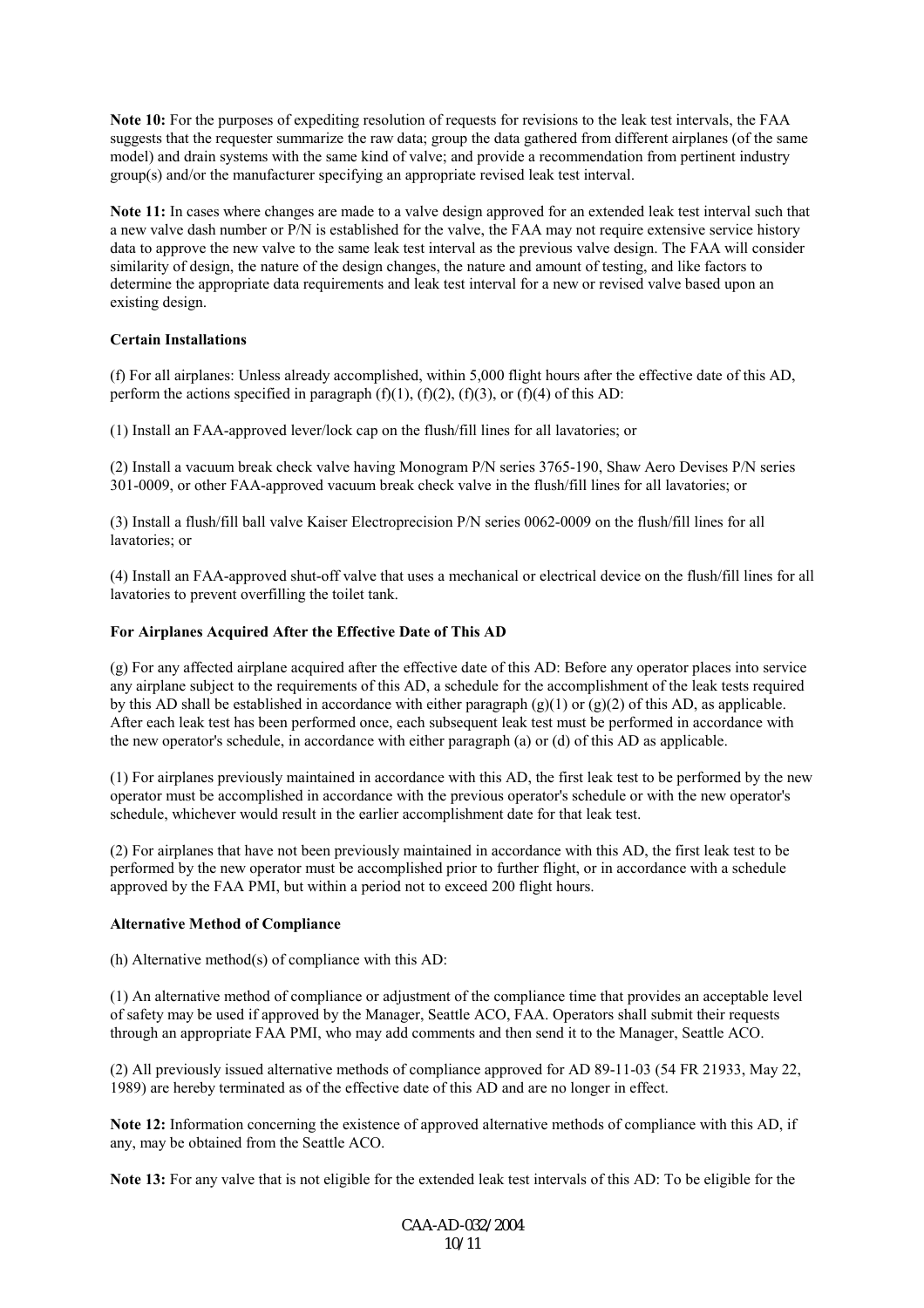**Note 10:** For the purposes of expediting resolution of requests for revisions to the leak test intervals, the FAA suggests that the requester summarize the raw data; group the data gathered from different airplanes (of the same model) and drain systems with the same kind of valve; and provide a recommendation from pertinent industry group(s) and/or the manufacturer specifying an appropriate revised leak test interval.

**Note 11:** In cases where changes are made to a valve design approved for an extended leak test interval such that a new valve dash number or P/N is established for the valve, the FAA may not require extensive service history data to approve the new valve to the same leak test interval as the previous valve design. The FAA will consider similarity of design, the nature of the design changes, the nature and amount of testing, and like factors to determine the appropriate data requirements and leak test interval for a new or revised valve based upon an existing design.

**Certain Installations**

(f) For all airplanes: Unless already accomplished, within 5,000 flight hours after the effective date of this AD, perform the actions specified in paragraph (f)(1), (f)(2), (f)(3), or (f)(4) of this AD:

(1) Install an FAA-approved lever/lock cap on the flush/fill lines for all lavatories; or

(2) Install a vacuum break check valve having Monogram P/N series 3765-190, Shaw Aero Devises P/N series 301-0009, or other FAA-approved vacuum break check valve in the flush/fill lines for all lavatories; or

(3) Install a flush/fill ball valve Kaiser Electroprecision P/N series 0062-0009 on the flush/fill lines for all lavatories; or

(4) Install an FAA-approved shut-off valve that uses a mechanical or electrical device on the flush/fill lines for all lavatories to prevent overfilling the toilet tank.

**For Airplanes Acquired After the Effective Date of This AD**

(g) For any affected airplane acquired after the effective date of this AD: Before any operator places into service any airplane subject to the requirements of this AD, a schedule for the accomplishment of the leak tests required by this AD shall be established in accordance with either paragraph (g)(1) or (g)(2) of this AD, as applicable. After each leak test has been performed once, each subsequent leak test must be performed in accordance with the new operator's schedule, in accordance with either paragraph (a) or (d) of this AD as applicable.

(1) For airplanes previously maintained in accordance with this AD, the first leak test to be performed by the new operator must be accomplished in accordance with the previous operator's schedule or with the new operator's schedule, whichever would result in the earlier accomplishment date for that leak test.

(2) For airplanes that have not been previously maintained in accordance with this AD, the first leak test to be performed by the new operator must be accomplished prior to further flight, or in accordance with a schedule approved by the FAA PMI, but within a period not to exceed 200 flight hours.

**Alternative Method of Compliance**

(h) Alternative method(s) of compliance with this AD:

(1) An alternative method of compliance or adjustment of the compliance time that provides an acceptable level of safety may be used if approved by the Manager, Seattle ACO, FAA. Operators shall submit their requests through an appropriate FAA PMI, who may add comments and then send it to the Manager, Seattle ACO.

(2) All previously issued alternative methods of compliance approved for AD 89-11-03 (54 FR 21933, May 22, 1989) are hereby terminated as of the effective date of this AD and are no longer in effect.

**Note 12:** Information concerning the existence of approved alternative methods of compliance with this AD, if any, may be obtained from the Seattle ACO.

**Note 13:** For any valve that is not eligible for the extended leak test intervals of this AD: To be eligible for the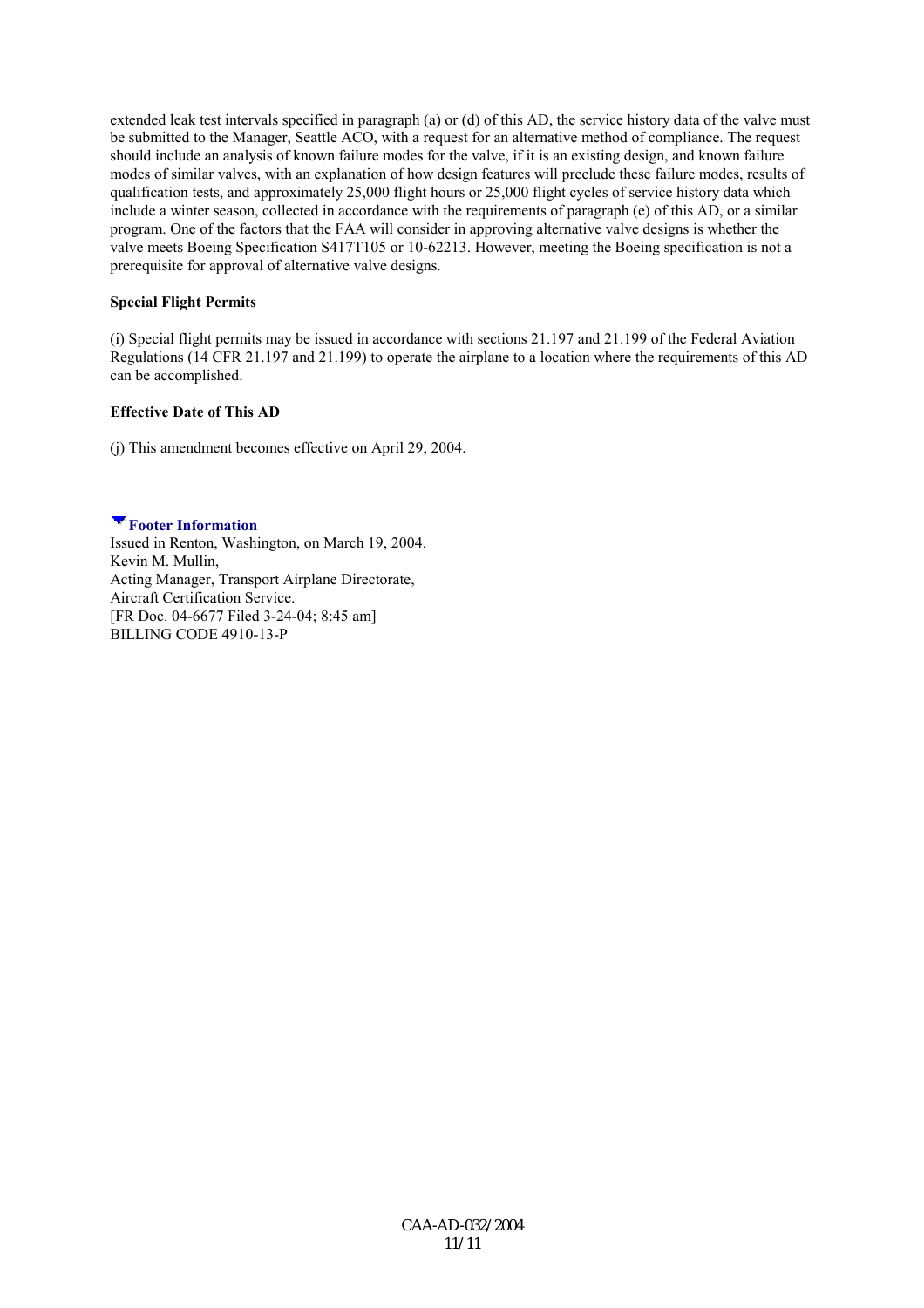extended leak test intervals specified in paragraph (a) or (d) of this AD, the service history data of the valve must be submitted to the Manager, Seattle ACO, with a request for an alternative method of compliance. The request should include an analysis of known failure modes for the valve, if it is an existing design, and known failure modes of similar valves, with an explanation of how design features will preclude these failure modes, results of qualification tests, and approximately 25,000 flight hours or 25,000 flight cycles of service history data which include a winter season, collected in accordance with the requirements of paragraph (e) of this AD, or a similar program. One of the factors that the FAA will consider in approving alternative valve designs is whether the valve meets Boeing Specification S417T105 or 10-62213. However, meeting the Boeing specification is not a prerequisite for approval of alternative valve designs.

**Special Flight Permits**

(i) Special flight permits may be issued in accordance with sections 21.197 and 21.199 of the Federal Aviation Regulations (14 CFR 21.197 and 21.199) to operate the airplane to a location where the requirements of this AD can be accomplished.

**Effective Date of This AD**

(j) This amendment becomes effective on April 29, 2004.

**Footer Information**

Issued in Renton, Washington, on March 19, 2004.
Kevin M. Mullin,
Acting Manager, Transport Airplane Directorate,
Aircraft Certification Service.
[FR Doc. 04-6677 Filed 3-24-04; 8:45 am]
BILLING CODE 4910-13-P